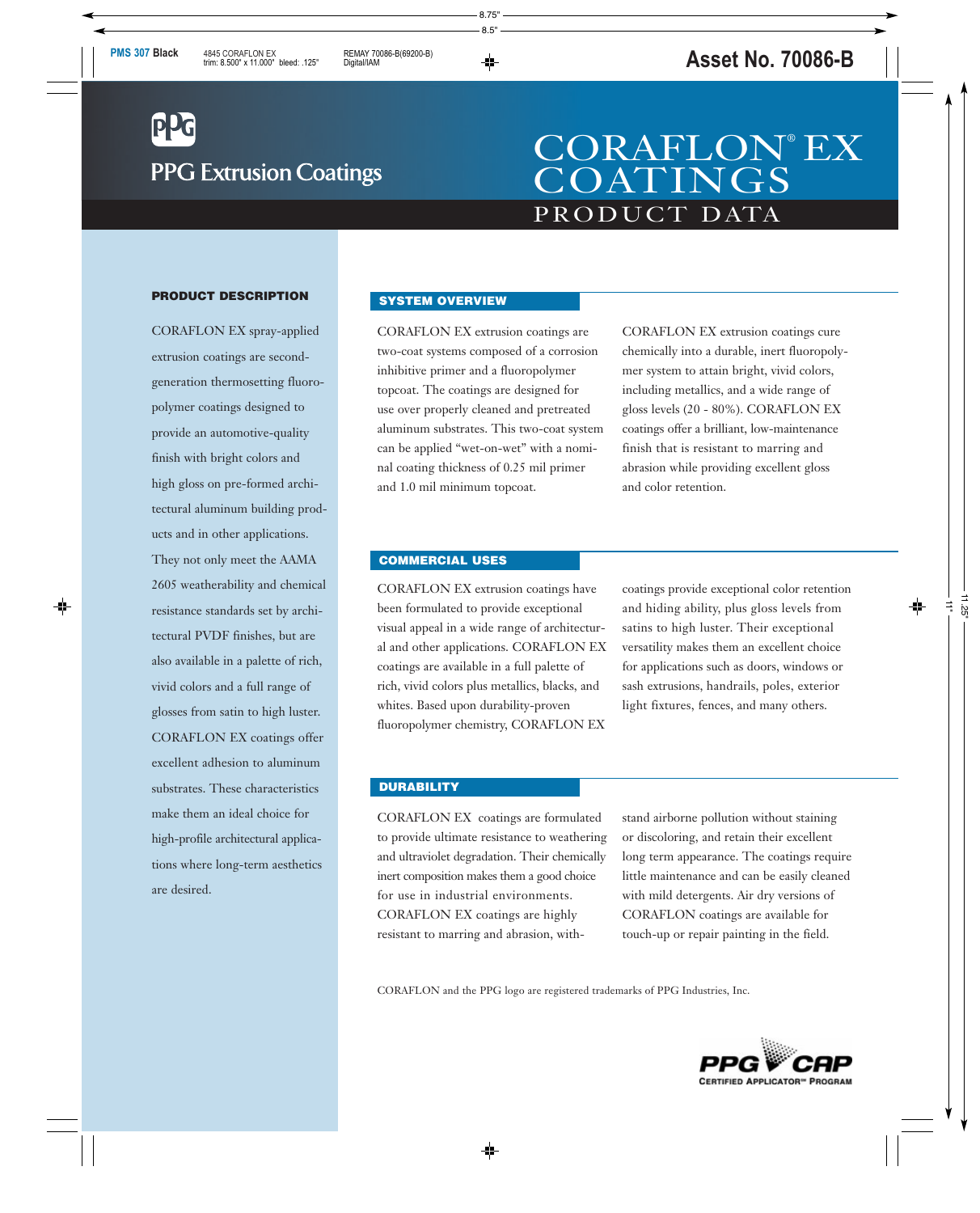# PPG Extrusion Coatings

# CORAFLON® EX COATINGS

## PRODUCT DATA

### PRODUCT DESCRIPTION

CORAFLON EX spray-applied extrusion coatings are second-generation thermosetting fluoropolymer coatings designed to provide an automotive-quality finish with bright colors and high gloss on pre-formed architectural aluminum building products and in other applications. They not only meet the AAMA 2605 weatherability and chemical resistance standards set by architectural PVDF finishes, but are also available in a palette of rich, vivid colors and a full range of glosses from satin to high luster. CORAFLON EX coatings offer excellent adhesion to aluminum substrates. These characteristics make them an ideal choice for high-profile architectural applications where long-term aesthetics are desired.

### SYSTEM OVERVIEW

CORAFLON EX extrusion coatings are two-coat systems composed of a corrosion inhibitive primer and a fluoropolymer topcoat. The coatings are designed for use over properly cleaned and pretreated aluminum substrates. This two-coat system can be applied "wet-on-wet" with a nominal coating thickness of 0.25 mil primer and 1.0 mil minimum topcoat.

CORAFLON EX extrusion coatings cure chemically into a durable, inert fluoropolymer system to attain bright, vivid colors, including metallics, and a wide range of gloss levels (20 - 80%). CORAFLON EX coatings offer a brilliant, low-maintenance finish that is resistant to marring and abrasion while providing excellent gloss and color retention.

### COMMERCIAL USES

CORAFLON EX extrusion coatings have been formulated to provide exceptional visual appeal in a wide range of architectural and other applications. CORAFLON EX coatings are available in a full palette of rich, vivid colors plus metallics, blacks, and whites. Based upon durability-proven fluoropolymer chemistry, CORAFLON EX coatings provide exceptional color retention and hiding ability, plus gloss levels from satins to high luster. Their exceptional versatility makes them an excellent choice for applications such as doors, windows or sash extrusions, handrails, poles, exterior light fixtures, fences, and many others.

### DURABILITY

CORAFLON EX coatings are formulated to provide ultimate resistance to weathering and ultraviolet degradation. Their chemically inert composition makes them a good choice for use in industrial environments. CORAFLON EX coatings are highly resistant to marring and abrasion, withstand airborne pollution without staining or discoloring, and retain their excellent long term appearance. The coatings require little maintenance and can be easily cleaned with mild detergents. Air dry versions of CORAFLON coatings are available for touch-up or repair painting in the field.

CORAFLON and the PPG logo are registered trademarks of PPG Industries, Inc.

PPG CAP
CERTIFIED APPLICATOR™ PROGRAM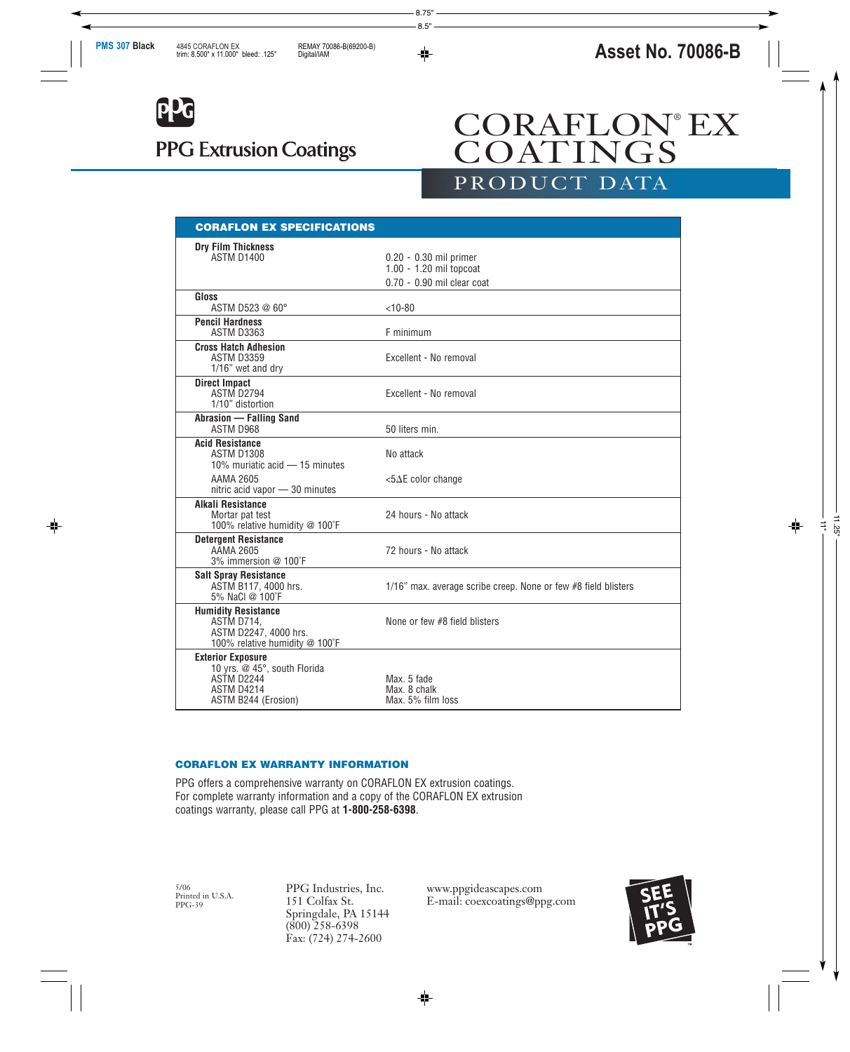**PPG Extrusion Coatings**

# CORAFLON® EX COATINGS

## PRODUCT DATA

| CORAFLON EX SPECIFICATIONS | |
|---|---|
| **Dry Film Thickness** ASTM D1400 | 0.20 - 0.30 mil primer<br>1.00 - 1.20 mil topcoat<br>0.70 - 0.90 mil clear coat |
| **Gloss** ASTM D523 @ 60° | <10-80 |
| **Pencil Hardness** ASTM D3363 | F minimum |
| **Cross Hatch Adhesion** ASTM D3359 1/16" wet and dry | Excellent - No removal |
| **Direct Impact** ASTM D2794 1/10" distortion | Excellent - No removal |
| **Abrasion — Falling Sand** ASTM D968 | 50 liters min. |
| **Acid Resistance** ASTM D1308 10% muriatic acid — 15 minutes | No attack |
| AAMA 2605 nitric acid vapor — 30 minutes | <5ΔE color change |
| **Alkali Resistance** Mortar pat test 100% relative humidity @ 100˚F | 24 hours - No attack |
| **Detergent Resistance** AAMA 2605 3% immersion @ 100˚F | 72 hours - No attack |
| **Salt Spray Resistance** ASTM B117, 4000 hrs. 5% NaCl @ 100˚F | 1/16" max. average scribe creep. None or few #8 field blisters |
| **Humidity Resistance** ASTM D714, ASTM D2247, 4000 hrs. 100% relative humidity @ 100˚F | None or few #8 field blisters |
| **Exterior Exposure** 10 yrs. @ 45°, south Florida | |
| ASTM D2244 | Max. 5 fade |
| ASTM D4214 | Max. 8 chalk |
| ASTM B244 (Erosion) | Max. 5% film loss |

### CORAFLON EX WARRANTY INFORMATION

PPG offers a comprehensive warranty on CORAFLON EX extrusion coatings. For complete warranty information and a copy of the CORAFLON EX extrusion coatings warranty, please call PPG at **1-800-258-6398**.

5/06
Printed in U.S.A.
PPG-39

PPG Industries, Inc.
151 Colfax St.
Springdale, PA 15144
(800) 258-6398
Fax: (724) 274-2600

www.ppgideascapes.com
E-mail: coexcoatings@ppg.com

SEE IT'S PPG™